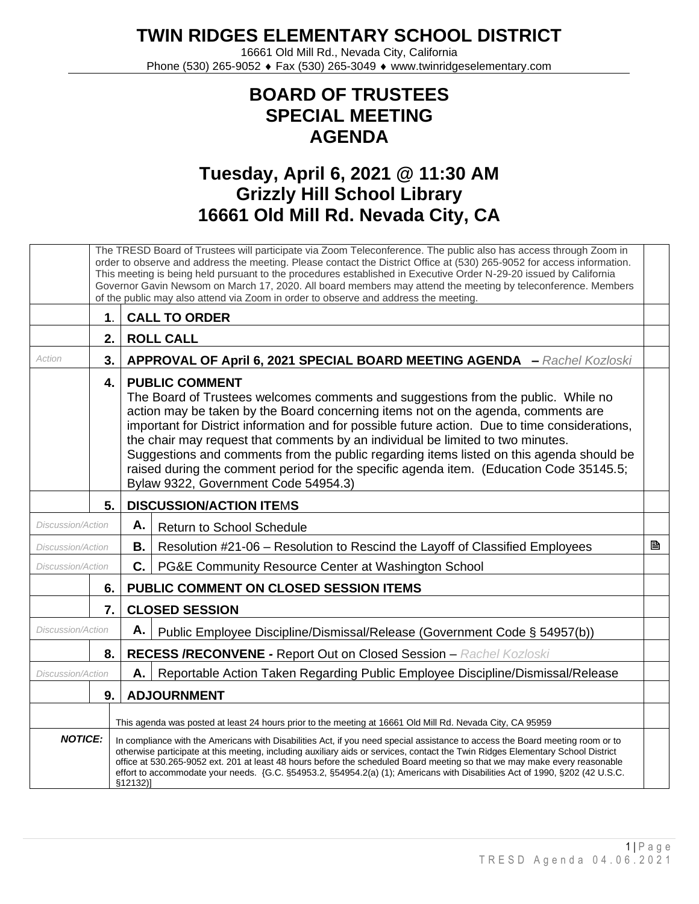# TWIN RIDGES ELEMENTARY SCHOOL DISTRICT

16661 Old Mill Rd., Nevada City, California
Phone (530) 265-9052 ♦ Fax (530) 265-3049 ♦ www.twinridgeselementary.com

## BOARD OF TRUSTEES SPECIAL MEETING AGENDA

## Tuesday, April 6, 2021 @ 11:30 AM
## Grizzly Hill School Library
## 16661 Old Mill Rd. Nevada City, CA

| | | | | |
|---|---|---|---|---|
| | The TRESD Board of Trustees will participate via Zoom Teleconference. The public also has access through Zoom in order to observe and address the meeting. Please contact the District Office at (530) 265-9052 for access information. This meeting is being held pursuant to the procedures established in Executive Order N-29-20 issued by California Governor Gavin Newsom on March 17, 2020. All board members may attend the meeting by teleconference. Members of the public may also attend via Zoom in order to observe and address the meeting. | | | |
| | **1.** | **CALL TO ORDER** | | |
| | **2.** | **ROLL CALL** | | |
| *Action* | **3.** | **APPROVAL OF April 6, 2021 SPECIAL BOARD MEETING AGENDA** – *Rachel Kozloski* | | |
| | **4.** | **PUBLIC COMMENT** The Board of Trustees welcomes comments and suggestions from the public. While no action may be taken by the Board concerning items not on the agenda, comments are important for District information and for possible future action. Due to time considerations, the chair may request that comments by an individual be limited to two minutes. Suggestions and comments from the public regarding items listed on this agenda should be raised during the comment period for the specific agenda item. (Education Code 35145.5; Bylaw 9322, Government Code 54954.3) | | |
| | **5.** | **DISCUSSION/ACTION ITEMS** | | |
| *Discussion/Action* | | **A.** | Return to School Schedule | |
| *Discussion/Action* | | **B.** | Resolution #21-06 – Resolution to Rescind the Layoff of Classified Employees | 🗎 |
| *Discussion/Action* | | **C.** | PG&E Community Resource Center at Washington School | |
| | **6.** | **PUBLIC COMMENT ON CLOSED SESSION ITEMS** | | |
| | **7.** | **CLOSED SESSION** | | |
| *Discussion/Action* | | **A.** | Public Employee Discipline/Dismissal/Release (Government Code § 54957(b)) | |
| | **8.** | **RECESS /RECONVENE -** Report Out on Closed Session – *Rachel Kozloski* | | |
| *Discussion/Action* | | **A.** | Reportable Action Taken Regarding Public Employee Discipline/Dismissal/Release | |
| | **9.** | **ADJOURNMENT** | | |
| | This agenda was posted at least 24 hours prior to the meeting at 16661 Old Mill Rd. Nevada City, CA 95959 | | | |
| ***NOTICE:*** | In compliance with the Americans with Disabilities Act, if you need special assistance to access the Board meeting room or to otherwise participate at this meeting, including auxiliary aids or services, contact the Twin Ridges Elementary School District office at 530.265-9052 ext. 201 at least 48 hours before the scheduled Board meeting so that we may make every reasonable effort to accommodate your needs. {G.C. §54953.2, §54954.2(a) (1); Americans with Disabilities Act of 1990, §202 (42 U.S.C. §12132)] | | | |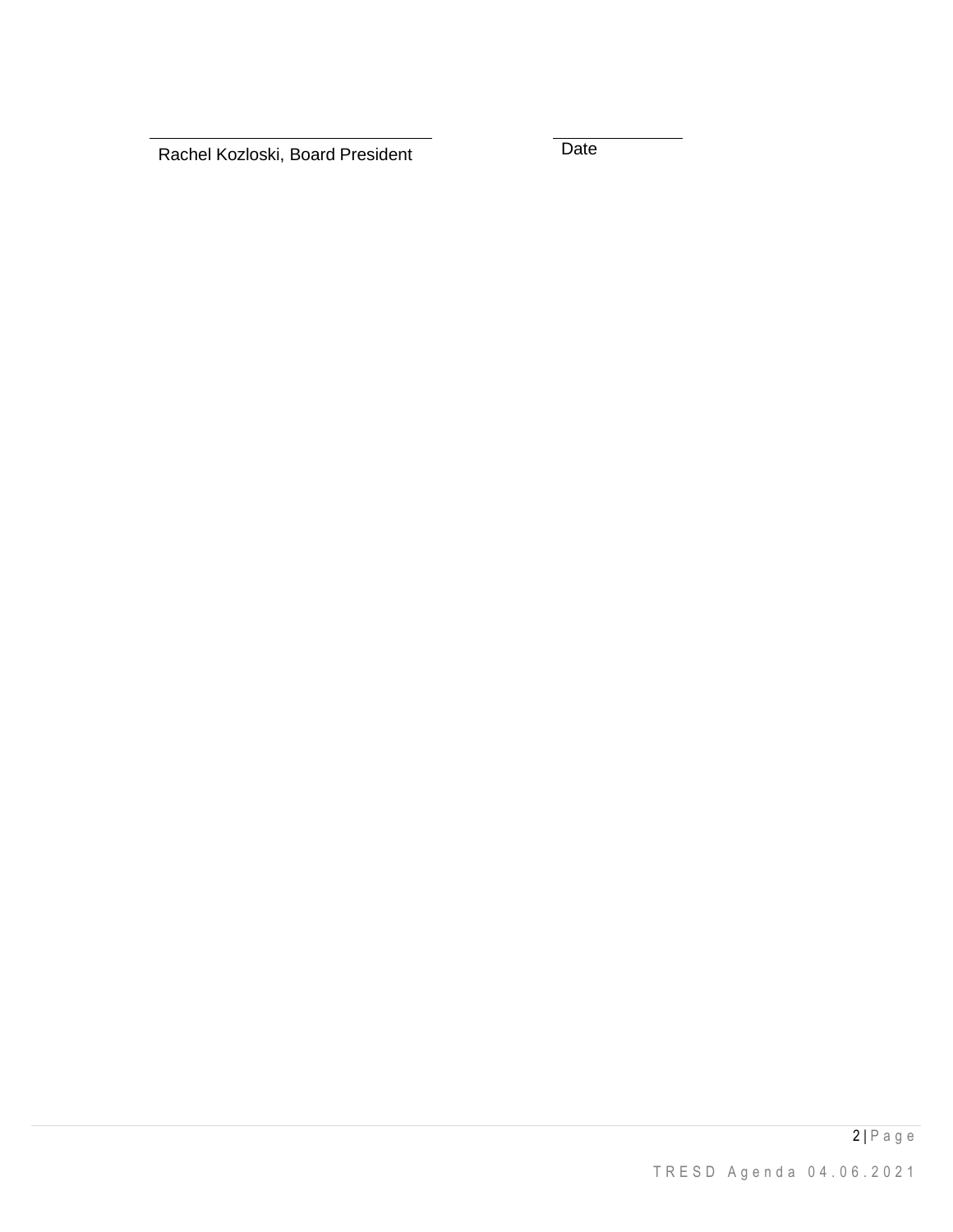\_\_\_\_\_\_\_\_\_\_\_\_\_\_\_\_\_\_\_\_\_\_\_\_\_\_\_\_\_\_\_\_ \_\_\_\_\_\_\_\_\_\_\_\_\_\_\_

Rachel Kozloski, Board President Date